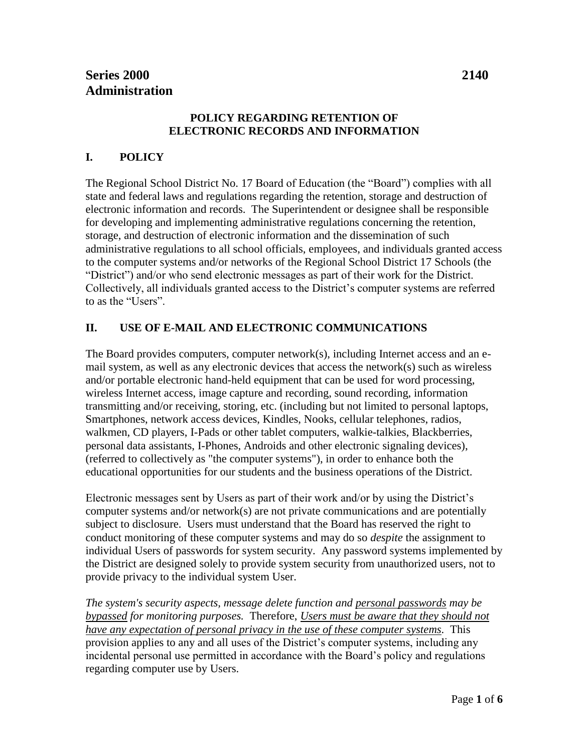**Series 2000** **2140**
**Administration**

## POLICY REGARDING RETENTION OF ELECTRONIC RECORDS AND INFORMATION

### I. POLICY

The Regional School District No. 17 Board of Education (the "Board") complies with all state and federal laws and regulations regarding the retention, storage and destruction of electronic information and records. The Superintendent or designee shall be responsible for developing and implementing administrative regulations concerning the retention, storage, and destruction of electronic information and the dissemination of such administrative regulations to all school officials, employees, and individuals granted access to the computer systems and/or networks of the Regional School District 17 Schools (the "District") and/or who send electronic messages as part of their work for the District. Collectively, all individuals granted access to the District's computer systems are referred to as the "Users".

### II. USE OF E-MAIL AND ELECTRONIC COMMUNICATIONS

The Board provides computers, computer network(s), including Internet access and an e-mail system, as well as any electronic devices that access the network(s) such as wireless and/or portable electronic hand-held equipment that can be used for word processing, wireless Internet access, image capture and recording, sound recording, information transmitting and/or receiving, storing, etc. (including but not limited to personal laptops, Smartphones, network access devices, Kindles, Nooks, cellular telephones, radios, walkmen, CD players, I-Pads or other tablet computers, walkie-talkies, Blackberries, personal data assistants, I-Phones, Androids and other electronic signaling devices), (referred to collectively as "the computer systems"), in order to enhance both the educational opportunities for our students and the business operations of the District.

Electronic messages sent by Users as part of their work and/or by using the District's computer systems and/or network(s) are not private communications and are potentially subject to disclosure. Users must understand that the Board has reserved the right to conduct monitoring of these computer systems and may do so *despite* the assignment to individual Users of passwords for system security. Any password systems implemented by the District are designed solely to provide system security from unauthorized users, not to provide privacy to the individual system User.

*The system's security aspects, message delete function and personal passwords may be bypassed for monitoring purposes.* Therefore, *Users must be aware that they should not have any expectation of personal privacy in the use of these computer systems*. This provision applies to any and all uses of the District's computer systems, including any incidental personal use permitted in accordance with the Board's policy and regulations regarding computer use by Users.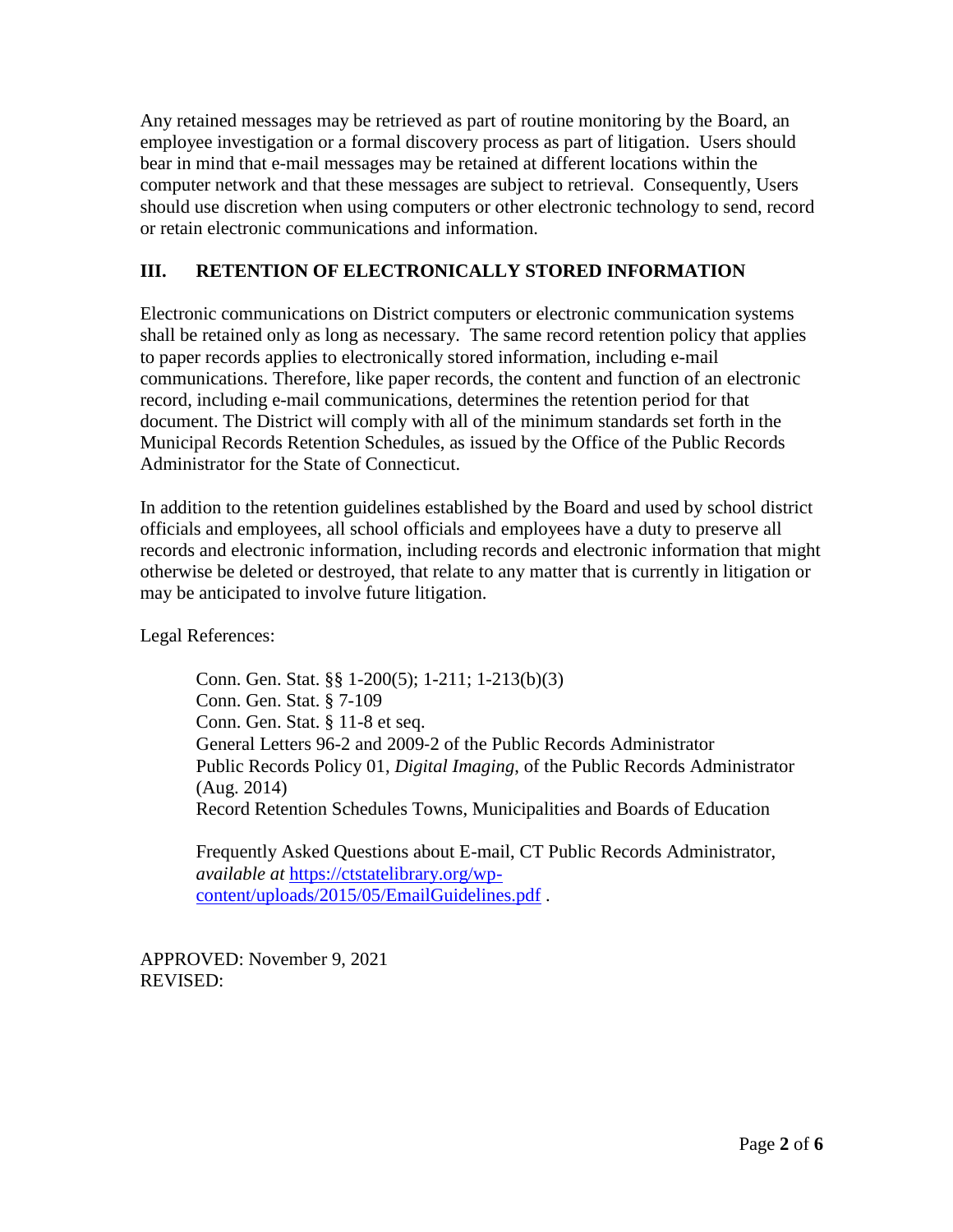Any retained messages may be retrieved as part of routine monitoring by the Board, an employee investigation or a formal discovery process as part of litigation. Users should bear in mind that e-mail messages may be retained at different locations within the computer network and that these messages are subject to retrieval. Consequently, Users should use discretion when using computers or other electronic technology to send, record or retain electronic communications and information.

## III. RETENTION OF ELECTRONICALLY STORED INFORMATION

Electronic communications on District computers or electronic communication systems shall be retained only as long as necessary. The same record retention policy that applies to paper records applies to electronically stored information, including e-mail communications. Therefore, like paper records, the content and function of an electronic record, including e-mail communications, determines the retention period for that document. The District will comply with all of the minimum standards set forth in the Municipal Records Retention Schedules, as issued by the Office of the Public Records Administrator for the State of Connecticut.

In addition to the retention guidelines established by the Board and used by school district officials and employees, all school officials and employees have a duty to preserve all records and electronic information, including records and electronic information that might otherwise be deleted or destroyed, that relate to any matter that is currently in litigation or may be anticipated to involve future litigation.

Legal References:

> Conn. Gen. Stat. §§ 1-200(5); 1-211; 1-213(b)(3)
> Conn. Gen. Stat. § 7-109
> Conn. Gen. Stat. § 11-8 et seq.
> General Letters 96-2 and 2009-2 of the Public Records Administrator
> Public Records Policy 01, *Digital Imaging*, of the Public Records Administrator (Aug. 2014)
> Record Retention Schedules Towns, Municipalities and Boards of Education
>
> Frequently Asked Questions about E-mail, CT Public Records Administrator, *available at* https://ctstatelibrary.org/wp-content/uploads/2015/05/EmailGuidelines.pdf .

APPROVED: November 9, 2021
REVISED: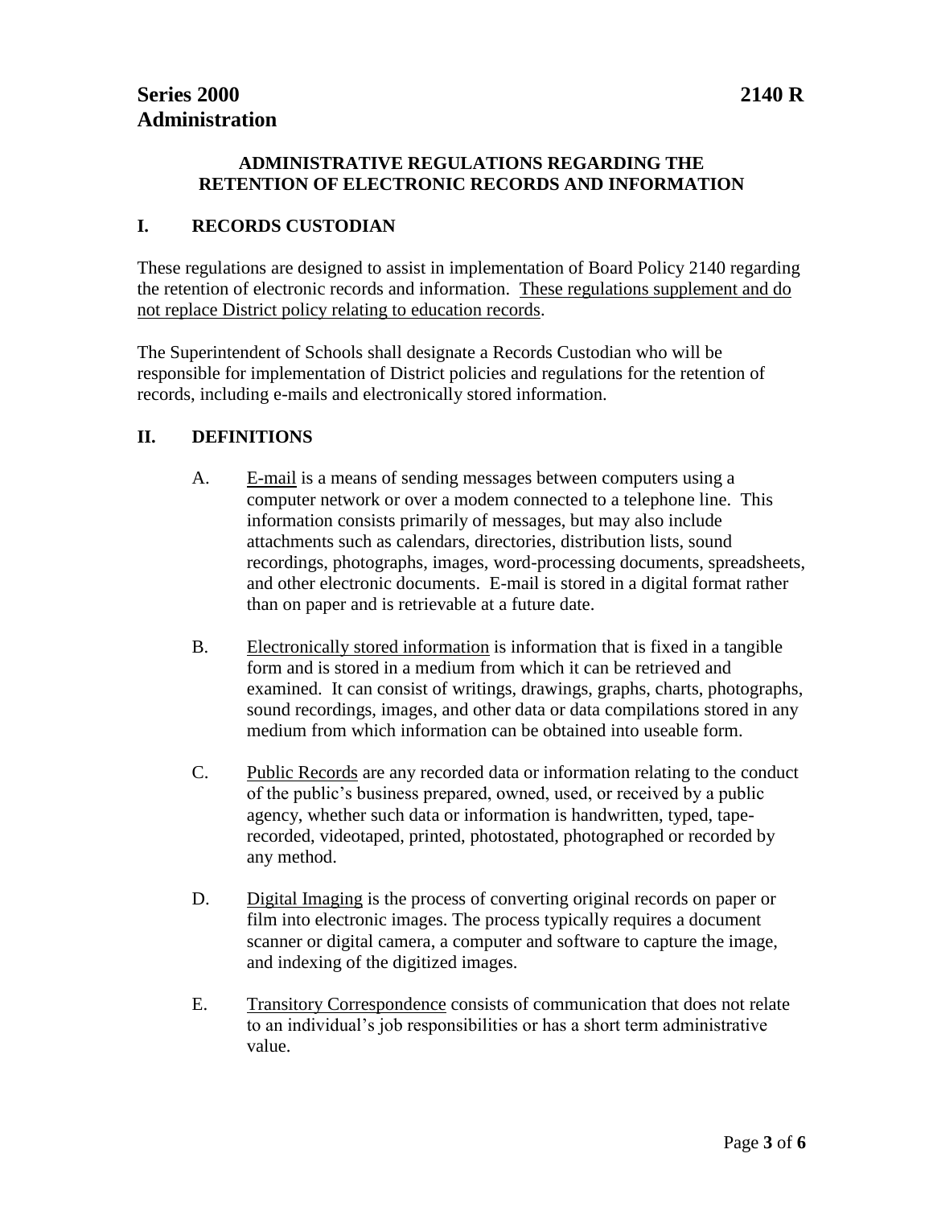**Series 2000 Administration** **2140 R**

### ADMINISTRATIVE REGULATIONS REGARDING THE RETENTION OF ELECTRONIC RECORDS AND INFORMATION

## I. RECORDS CUSTODIAN

These regulations are designed to assist in implementation of Board Policy 2140 regarding the retention of electronic records and information. <u>These regulations supplement and do not replace District policy relating to education records</u>.

The Superintendent of Schools shall designate a Records Custodian who will be responsible for implementation of District policies and regulations for the retention of records, including e-mails and electronically stored information.

## II. DEFINITIONS

A. <u>E-mail</u> is a means of sending messages between computers using a computer network or over a modem connected to a telephone line. This information consists primarily of messages, but may also include attachments such as calendars, directories, distribution lists, sound recordings, photographs, images, word-processing documents, spreadsheets, and other electronic documents. E-mail is stored in a digital format rather than on paper and is retrievable at a future date.

B. <u>Electronically stored information</u> is information that is fixed in a tangible form and is stored in a medium from which it can be retrieved and examined. It can consist of writings, drawings, graphs, charts, photographs, sound recordings, images, and other data or data compilations stored in any medium from which information can be obtained into useable form.

C. <u>Public Records</u> are any recorded data or information relating to the conduct of the public's business prepared, owned, used, or received by a public agency, whether such data or information is handwritten, typed, tape-recorded, videotaped, printed, photostated, photographed or recorded by any method.

D. <u>Digital Imaging</u> is the process of converting original records on paper or film into electronic images. The process typically requires a document scanner or digital camera, a computer and software to capture the image, and indexing of the digitized images.

E. <u>Transitory Correspondence</u> consists of communication that does not relate to an individual's job responsibilities or has a short term administrative value.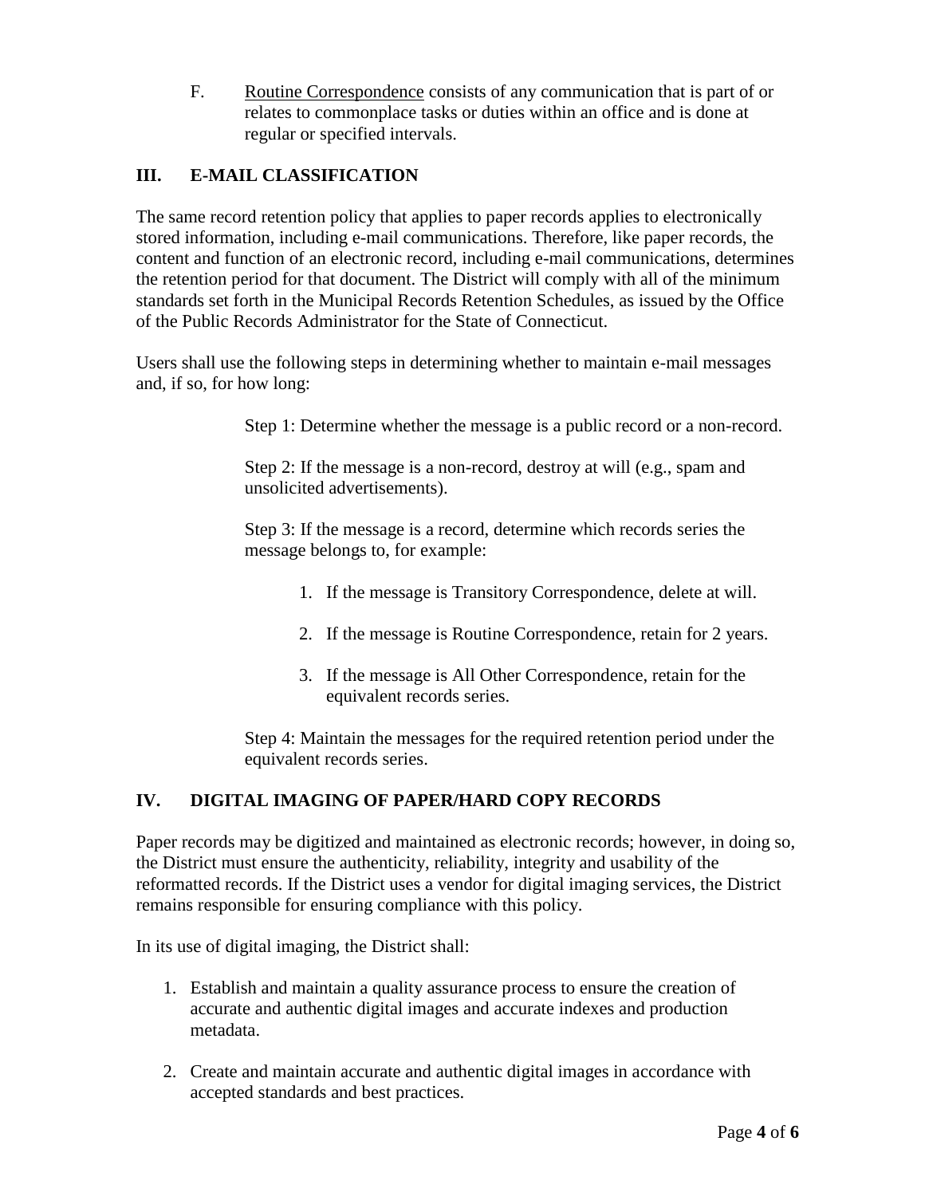F. Routine Correspondence consists of any communication that is part of or relates to commonplace tasks or duties within an office and is done at regular or specified intervals.

## III. E-MAIL CLASSIFICATION

The same record retention policy that applies to paper records applies to electronically stored information, including e-mail communications. Therefore, like paper records, the content and function of an electronic record, including e-mail communications, determines the retention period for that document. The District will comply with all of the minimum standards set forth in the Municipal Records Retention Schedules, as issued by the Office of the Public Records Administrator for the State of Connecticut.

Users shall use the following steps in determining whether to maintain e-mail messages and, if so, for how long:

Step 1: Determine whether the message is a public record or a non-record.

Step 2: If the message is a non-record, destroy at will (e.g., spam and unsolicited advertisements).

Step 3: If the message is a record, determine which records series the message belongs to, for example:

1. If the message is Transitory Correspondence, delete at will.
2. If the message is Routine Correspondence, retain for 2 years.
3. If the message is All Other Correspondence, retain for the equivalent records series.

Step 4: Maintain the messages for the required retention period under the equivalent records series.

## IV. DIGITAL IMAGING OF PAPER/HARD COPY RECORDS

Paper records may be digitized and maintained as electronic records; however, in doing so, the District must ensure the authenticity, reliability, integrity and usability of the reformatted records. If the District uses a vendor for digital imaging services, the District remains responsible for ensuring compliance with this policy.

In its use of digital imaging, the District shall:

1. Establish and maintain a quality assurance process to ensure the creation of accurate and authentic digital images and accurate indexes and production metadata.
2. Create and maintain accurate and authentic digital images in accordance with accepted standards and best practices.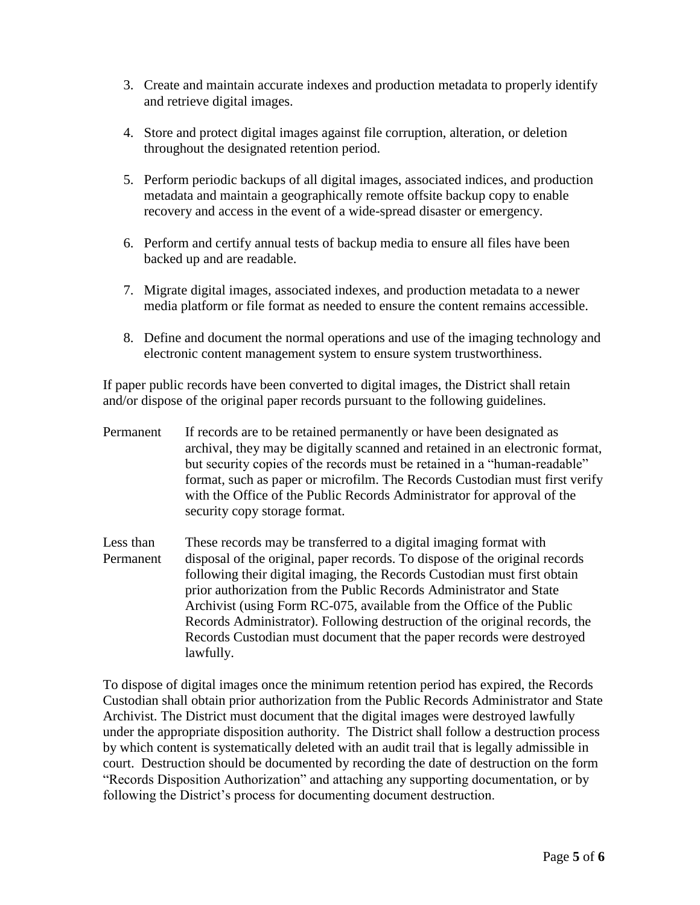3. Create and maintain accurate indexes and production metadata to properly identify and retrieve digital images.

4. Store and protect digital images against file corruption, alteration, or deletion throughout the designated retention period.

5. Perform periodic backups of all digital images, associated indices, and production metadata and maintain a geographically remote offsite backup copy to enable recovery and access in the event of a wide-spread disaster or emergency.

6. Perform and certify annual tests of backup media to ensure all files have been backed up and are readable.

7. Migrate digital images, associated indexes, and production metadata to a newer media platform or file format as needed to ensure the content remains accessible.

8. Define and document the normal operations and use of the imaging technology and electronic content management system to ensure system trustworthiness.

If paper public records have been converted to digital images, the District shall retain and/or dispose of the original paper records pursuant to the following guidelines.

| | |
|---|---|
| Permanent | If records are to be retained permanently or have been designated as archival, they may be digitally scanned and retained in an electronic format, but security copies of the records must be retained in a "human-readable" format, such as paper or microfilm. The Records Custodian must first verify with the Office of the Public Records Administrator for approval of the security copy storage format. |
| Less than Permanent | These records may be transferred to a digital imaging format with disposal of the original, paper records. To dispose of the original records following their digital imaging, the Records Custodian must first obtain prior authorization from the Public Records Administrator and State Archivist (using Form RC-075, available from the Office of the Public Records Administrator). Following destruction of the original records, the Records Custodian must document that the paper records were destroyed lawfully. |

To dispose of digital images once the minimum retention period has expired, the Records Custodian shall obtain prior authorization from the Public Records Administrator and State Archivist. The District must document that the digital images were destroyed lawfully under the appropriate disposition authority. The District shall follow a destruction process by which content is systematically deleted with an audit trail that is legally admissible in court. Destruction should be documented by recording the date of destruction on the form "Records Disposition Authorization" and attaching any supporting documentation, or by following the District's process for documenting document destruction.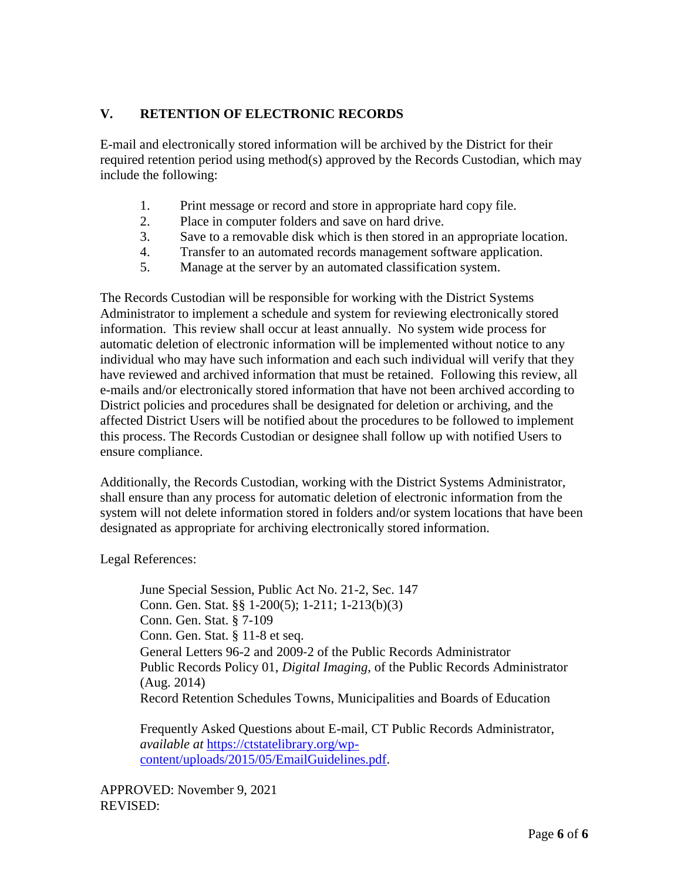## V. RETENTION OF ELECTRONIC RECORDS

E-mail and electronically stored information will be archived by the District for their required retention period using method(s) approved by the Records Custodian, which may include the following:

1. Print message or record and store in appropriate hard copy file.
2. Place in computer folders and save on hard drive.
3. Save to a removable disk which is then stored in an appropriate location.
4. Transfer to an automated records management software application.
5. Manage at the server by an automated classification system.

The Records Custodian will be responsible for working with the District Systems Administrator to implement a schedule and system for reviewing electronically stored information. This review shall occur at least annually. No system wide process for automatic deletion of electronic information will be implemented without notice to any individual who may have such information and each such individual will verify that they have reviewed and archived information that must be retained. Following this review, all e-mails and/or electronically stored information that have not been archived according to District policies and procedures shall be designated for deletion or archiving, and the affected District Users will be notified about the procedures to be followed to implement this process. The Records Custodian or designee shall follow up with notified Users to ensure compliance.

Additionally, the Records Custodian, working with the District Systems Administrator, shall ensure than any process for automatic deletion of electronic information from the system will not delete information stored in folders and/or system locations that have been designated as appropriate for archiving electronically stored information.

Legal References:

June Special Session, Public Act No. 21-2, Sec. 147
Conn. Gen. Stat. §§ 1-200(5); 1-211; 1-213(b)(3)
Conn. Gen. Stat. § 7-109
Conn. Gen. Stat. § 11-8 et seq.
General Letters 96-2 and 2009-2 of the Public Records Administrator
Public Records Policy 01, *Digital Imaging*, of the Public Records Administrator (Aug. 2014)
Record Retention Schedules Towns, Municipalities and Boards of Education

Frequently Asked Questions about E-mail, CT Public Records Administrator, *available at* [https://ctstatelibrary.org/wp-content/uploads/2015/05/EmailGuidelines.pdf](https://ctstatelibrary.org/wp-content/uploads/2015/05/EmailGuidelines.pdf).

APPROVED: November 9, 2021
REVISED: